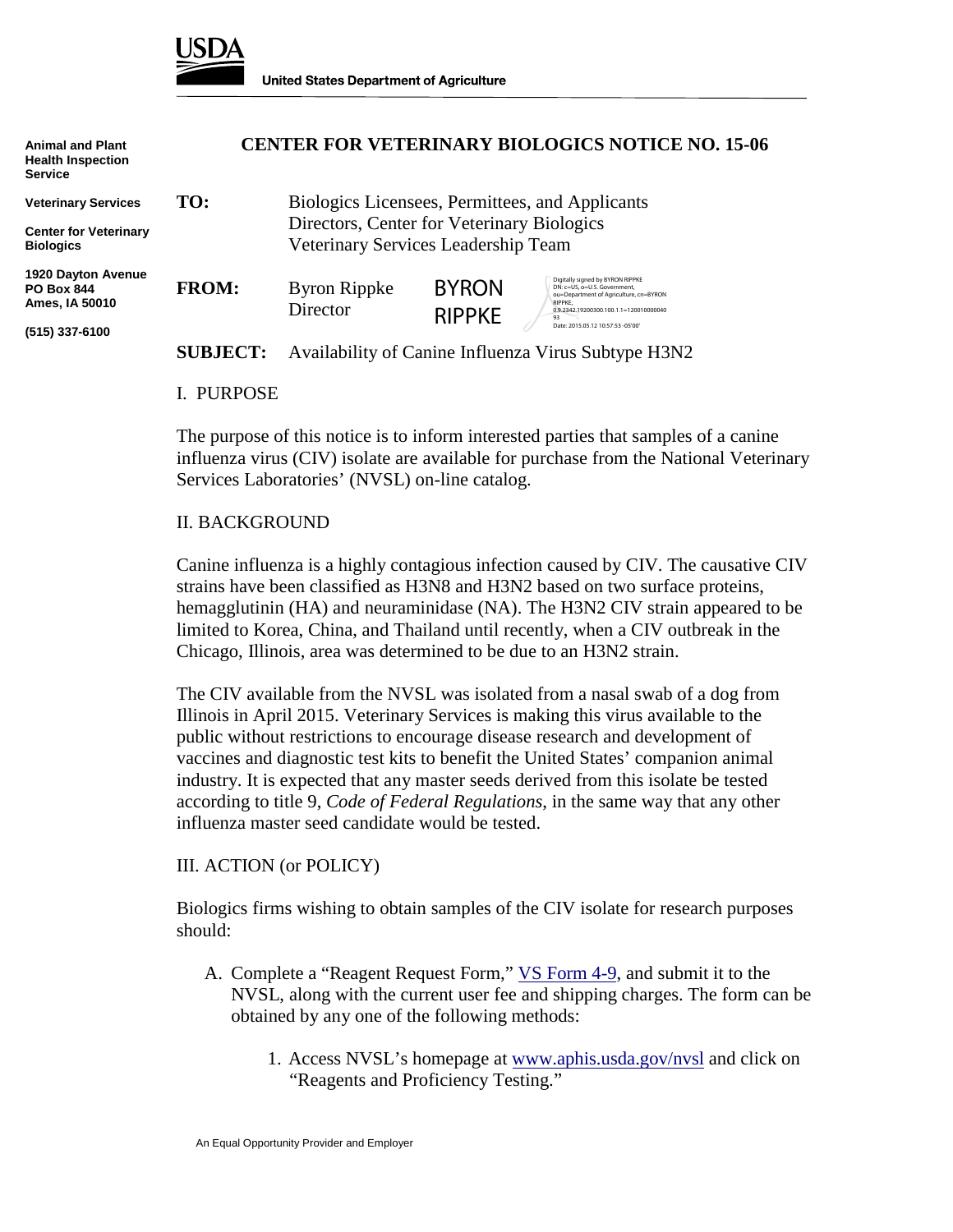USDA

**United States Department of Agriculture**

**Animal and Plant Health Inspection Service**

**Veterinary Services**

**Center for Veterinary Biologics**

**1920 Dayton Avenue**
**PO Box 844**
**Ames, IA 50010**

**(515) 337-6100**

# CENTER FOR VETERINARY BIOLOGICS NOTICE NO. 15-06

**TO:** Biologics Licensees, Permittees, and Applicants
Directors, Center for Veterinary Biologics
Veterinary Services Leadership Team

**FROM:** Byron Rippke
Director

BYRON RIPPKE

Digitally signed by BYRON RIPPKE
DN: c=US, o=U.S. Government, ou=Department of Agriculture, cn=BYRON RIPPKE, 0.9.2342.19200300.100.1.1=12001000004093
Date: 2015.05.12 10:57:53 -05'00'

**SUBJECT:** Availability of Canine Influenza Virus Subtype H3N2

## I. PURPOSE

The purpose of this notice is to inform interested parties that samples of a canine influenza virus (CIV) isolate are available for purchase from the National Veterinary Services Laboratories' (NVSL) on-line catalog.

## II. BACKGROUND

Canine influenza is a highly contagious infection caused by CIV. The causative CIV strains have been classified as H3N8 and H3N2 based on two surface proteins, hemagglutinin (HA) and neuraminidase (NA). The H3N2 CIV strain appeared to be limited to Korea, China, and Thailand until recently, when a CIV outbreak in the Chicago, Illinois, area was determined to be due to an H3N2 strain.

The CIV available from the NVSL was isolated from a nasal swab of a dog from Illinois in April 2015. Veterinary Services is making this virus available to the public without restrictions to encourage disease research and development of vaccines and diagnostic test kits to benefit the United States' companion animal industry. It is expected that any master seeds derived from this isolate be tested according to title 9, *Code of Federal Regulations*, in the same way that any other influenza master seed candidate would be tested.

## III. ACTION (or POLICY)

Biologics firms wishing to obtain samples of the CIV isolate for research purposes should:

A. Complete a "Reagent Request Form," VS Form 4-9, and submit it to the NVSL, along with the current user fee and shipping charges. The form can be obtained by any one of the following methods:

   1. Access NVSL's homepage at www.aphis.usda.gov/nvsl and click on "Reagents and Proficiency Testing."

An Equal Opportunity Provider and Employer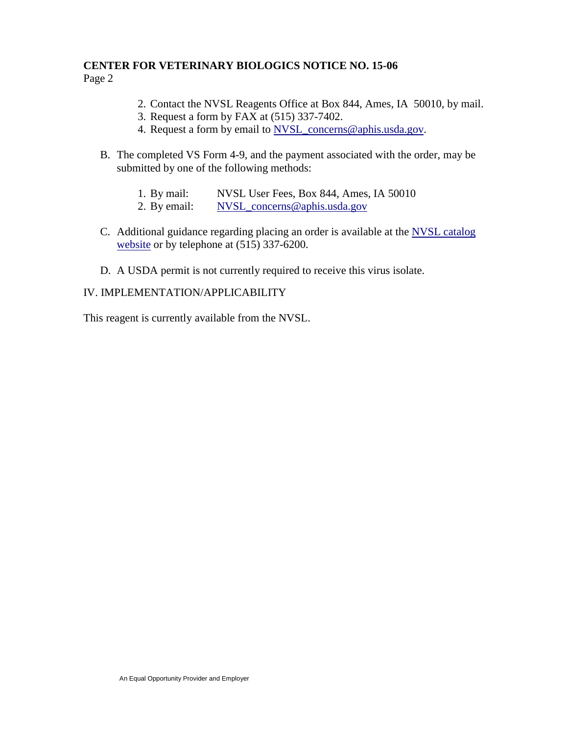2. Contact the NVSL Reagents Office at Box 844, Ames, IA 50010, by mail.
3. Request a form by FAX at (515) 337-7402.
4. Request a form by email to NVSL_concerns@aphis.usda.gov.

B. The completed VS Form 4-9, and the payment associated with the order, may be submitted by one of the following methods:

1. By mail: NVSL User Fees, Box 844, Ames, IA 50010
2. By email: NVSL_concerns@aphis.usda.gov

C. Additional guidance regarding placing an order is available at the NVSL catalog website or by telephone at (515) 337-6200.

D. A USDA permit is not currently required to receive this virus isolate.

IV. IMPLEMENTATION/APPLICABILITY

This reagent is currently available from the NVSL.

An Equal Opportunity Provider and Employer